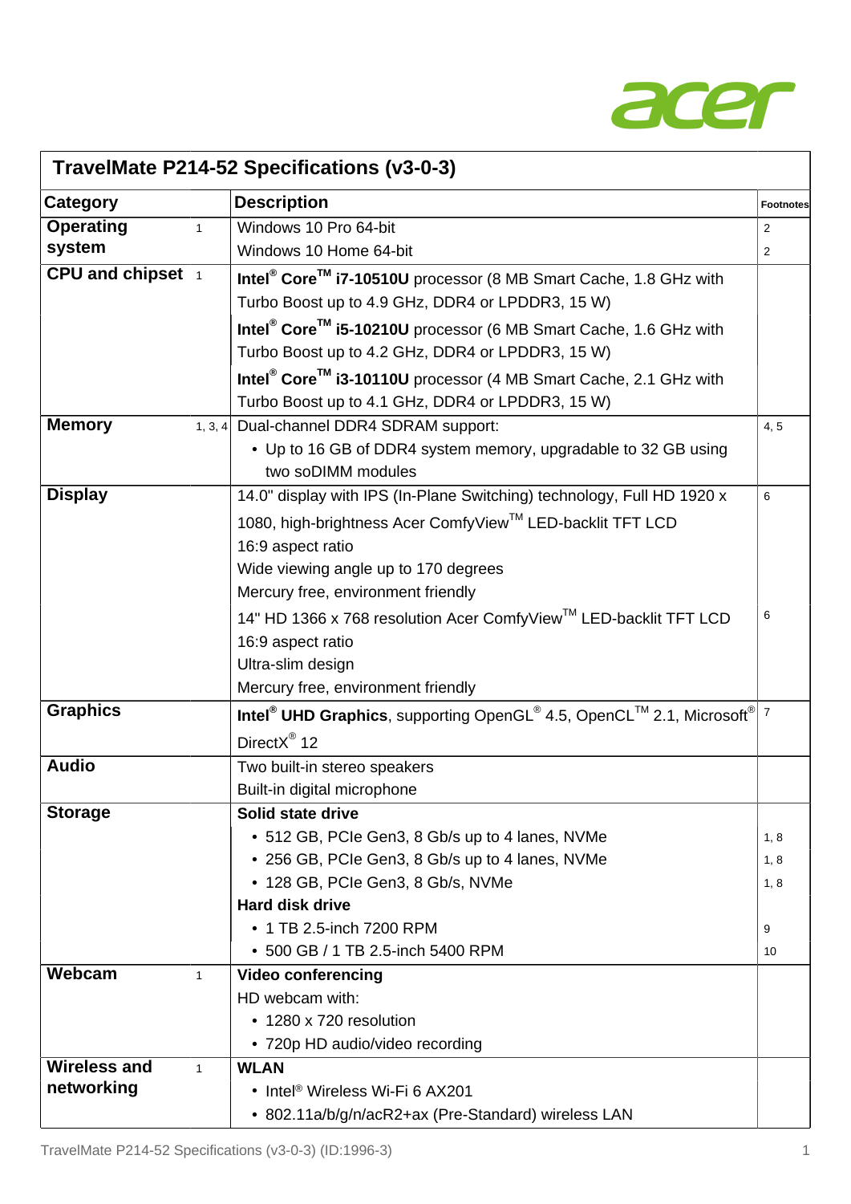| TravelMate P214-52 Specifications (v3-0-3) | | |
|---|---|---|
| **Category** | **Description** | **Footnotes** |
| **Operating system** 1 | Windows 10 Pro 64-bit | 2 |
| | Windows 10 Home 64-bit | 2 |
| **CPU and chipset** 1 | **Intel® Core™ i7-10510U** processor (8 MB Smart Cache, 1.8 GHz with Turbo Boost up to 4.9 GHz, DDR4 or LPDDR3, 15 W) | |
| | **Intel® Core™ i5-10210U** processor (6 MB Smart Cache, 1.6 GHz with Turbo Boost up to 4.2 GHz, DDR4 or LPDDR3, 15 W) | |
| | **Intel® Core™ i3-10110U** processor (4 MB Smart Cache, 2.1 GHz with Turbo Boost up to 4.1 GHz, DDR4 or LPDDR3, 15 W) | |
| **Memory** 1, 3, 4 | Dual-channel DDR4 SDRAM support:<br>• Up to 16 GB of DDR4 system memory, upgradable to 32 GB using two soDIMM modules | 4, 5 |
| **Display** | 14.0" display with IPS (In-Plane Switching) technology, Full HD 1920 x 1080, high-brightness Acer ComfyView™ LED-backlit TFT LCD<br>16:9 aspect ratio<br>Wide viewing angle up to 170 degrees<br>Mercury free, environment friendly | 6 |
| | 14" HD 1366 x 768 resolution Acer ComfyView™ LED-backlit TFT LCD<br>16:9 aspect ratio<br>Ultra-slim design<br>Mercury free, environment friendly | 6 |
| **Graphics** | **Intel® UHD Graphics**, supporting OpenGL® 4.5, OpenCL™ 2.1, Microsoft® DirectX® 12 | 7 |
| **Audio** | Two built-in stereo speakers<br>Built-in digital microphone | |
| **Storage** | **Solid state drive** | |
| | • 512 GB, PCIe Gen3, 8 Gb/s up to 4 lanes, NVMe | 1, 8 |
| | • 256 GB, PCIe Gen3, 8 Gb/s up to 4 lanes, NVMe | 1, 8 |
| | • 128 GB, PCIe Gen3, 8 Gb/s, NVMe | 1, 8 |
| | **Hard disk drive** | |
| | • 1 TB 2.5-inch 7200 RPM | 9 |
| | • 500 GB / 1 TB 2.5-inch 5400 RPM | 10 |
| **Webcam** 1 | **Video conferencing**<br>HD webcam with:<br>• 1280 x 720 resolution<br>• 720p HD audio/video recording | |
| **Wireless and networking** 1 | **WLAN**<br>• Intel® Wireless Wi-Fi 6 AX201<br>• 802.11a/b/g/n/acR2+ax (Pre-Standard) wireless LAN | |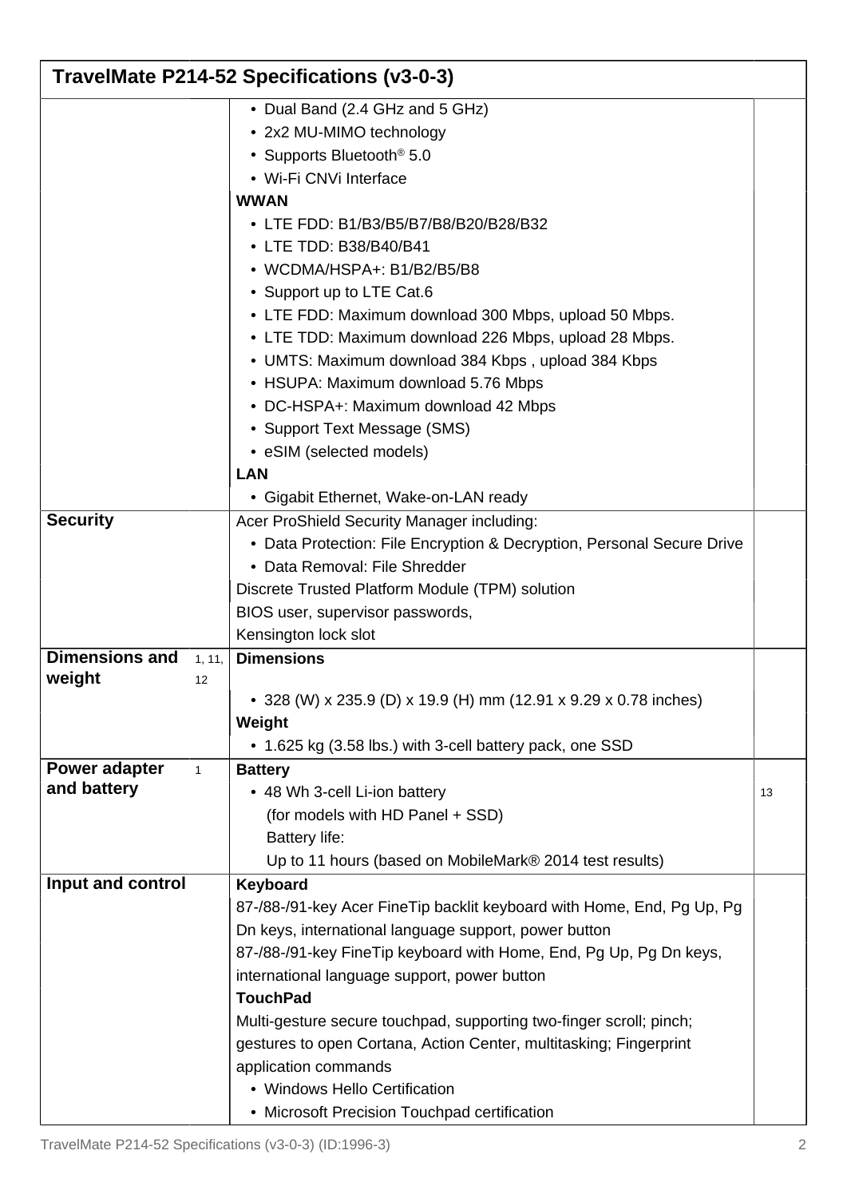## TravelMate P214-52 Specifications (v3-0-3)

| | | | |
|---|---|---|---|
| | | • Dual Band (2.4 GHz and 5 GHz)<br>• 2x2 MU-MIMO technology<br>• Supports Bluetooth® 5.0<br>• Wi-Fi CNVi Interface<br>**WWAN**<br>• LTE FDD: B1/B3/B5/B7/B8/B20/B28/B32<br>• LTE TDD: B38/B40/B41<br>• WCDMA/HSPA+: B1/B2/B5/B8<br>• Support up to LTE Cat.6<br>• LTE FDD: Maximum download 300 Mbps, upload 50 Mbps.<br>• LTE TDD: Maximum download 226 Mbps, upload 28 Mbps.<br>• UMTS: Maximum download 384 Kbps , upload 384 Kbps<br>• HSUPA: Maximum download 5.76 Mbps<br>• DC-HSPA+: Maximum download 42 Mbps<br>• Support Text Message (SMS)<br>• eSIM (selected models)<br>**LAN**<br>• Gigabit Ethernet, Wake-on-LAN ready | |
| **Security** | | Acer ProShield Security Manager including:<br>• Data Protection: File Encryption & Decryption, Personal Secure Drive<br>• Data Removal: File Shredder<br>Discrete Trusted Platform Module (TPM) solution<br>BIOS user, supervisor passwords,<br>Kensington lock slot | |
| **Dimensions and weight** | 1, 11, 12 | **Dimensions**<br>• 328 (W) x 235.9 (D) x 19.9 (H) mm (12.91 x 9.29 x 0.78 inches)<br>**Weight**<br>• 1.625 kg (3.58 lbs.) with 3-cell battery pack, one SSD | |
| **Power adapter and battery** | 1 | **Battery**<br>• 48 Wh 3-cell Li-ion battery<br>(for models with HD Panel + SSD)<br>Battery life:<br>Up to 11 hours (based on MobileMark® 2014 test results) | 13 |
| **Input and control** | | **Keyboard**<br>87-/88-/91-key Acer FineTip backlit keyboard with Home, End, Pg Up, Pg Dn keys, international language support, power button<br>87-/88-/91-key FineTip keyboard with Home, End, Pg Up, Pg Dn keys, international language support, power button<br>**TouchPad**<br>Multi-gesture secure touchpad, supporting two-finger scroll; pinch; gestures to open Cortana, Action Center, multitasking; Fingerprint application commands<br>• Windows Hello Certification<br>• Microsoft Precision Touchpad certification | |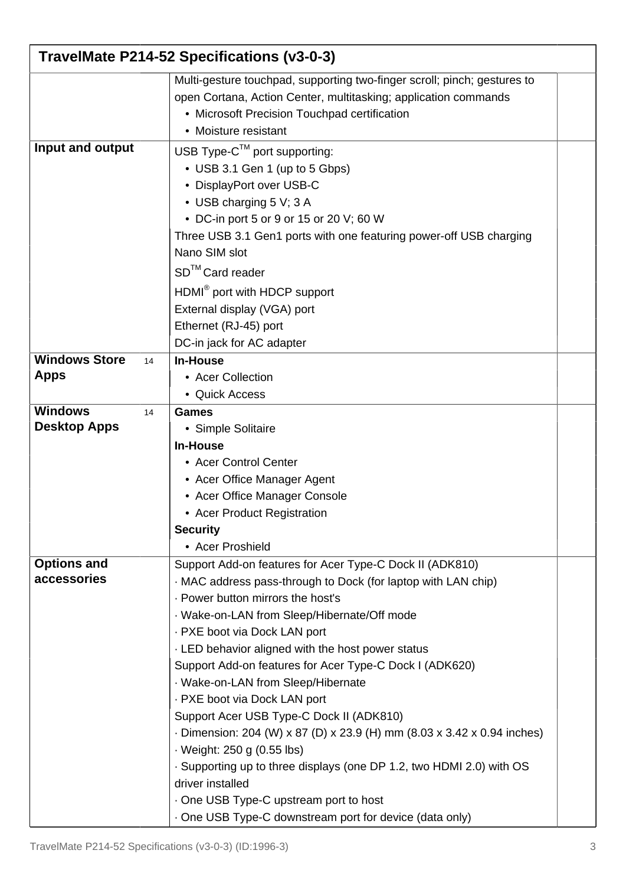## TravelMate P214-52 Specifications (v3-0-3)

| | | |
|---|---|---|
| | Multi-gesture touchpad, supporting two-finger scroll; pinch; gestures to open Cortana, Action Center, multitasking; application commands<br>• Microsoft Precision Touchpad certification<br>• Moisture resistant | |
| **Input and output** | USB Type-C™ port supporting:<br>• USB 3.1 Gen 1 (up to 5 Gbps)<br>• DisplayPort over USB-C<br>• USB charging 5 V; 3 A<br>• DC-in port 5 or 9 or 15 or 20 V; 60 W<br>Three USB 3.1 Gen1 ports with one featuring power-off USB charging<br>Nano SIM slot<br>SD™ Card reader<br>HDMI® port with HDCP support<br>External display (VGA) port<br>Ethernet (RJ-45) port<br>DC-in jack for AC adapter | |
| **Windows Store Apps** [14] | **In-House**<br>• Acer Collection<br>• Quick Access | |
| **Windows Desktop Apps** [14] | **Games**<br>• Simple Solitaire<br>**In-House**<br>• Acer Control Center<br>• Acer Office Manager Agent<br>• Acer Office Manager Console<br>• Acer Product Registration<br>**Security**<br>• Acer Proshield | |
| **Options and accessories** | Support Add-on features for Acer Type-C Dock II (ADK810)<br>· MAC address pass-through to Dock (for laptop with LAN chip)<br>· Power button mirrors the host's<br>· Wake-on-LAN from Sleep/Hibernate/Off mode<br>· PXE boot via Dock LAN port<br>· LED behavior aligned with the host power status<br>Support Add-on features for Acer Type-C Dock I (ADK620)<br>· Wake-on-LAN from Sleep/Hibernate<br>· PXE boot via Dock LAN port<br>Support Acer USB Type-C Dock II (ADK810)<br>· Dimension: 204 (W) x 87 (D) x 23.9 (H) mm (8.03 x 3.42 x 0.94 inches)<br>· Weight: 250 g (0.55 lbs)<br>· Supporting up to three displays (one DP 1.2, two HDMI 2.0) with OS driver installed<br>· One USB Type-C upstream port to host<br>· One USB Type-C downstream port for device (data only) | |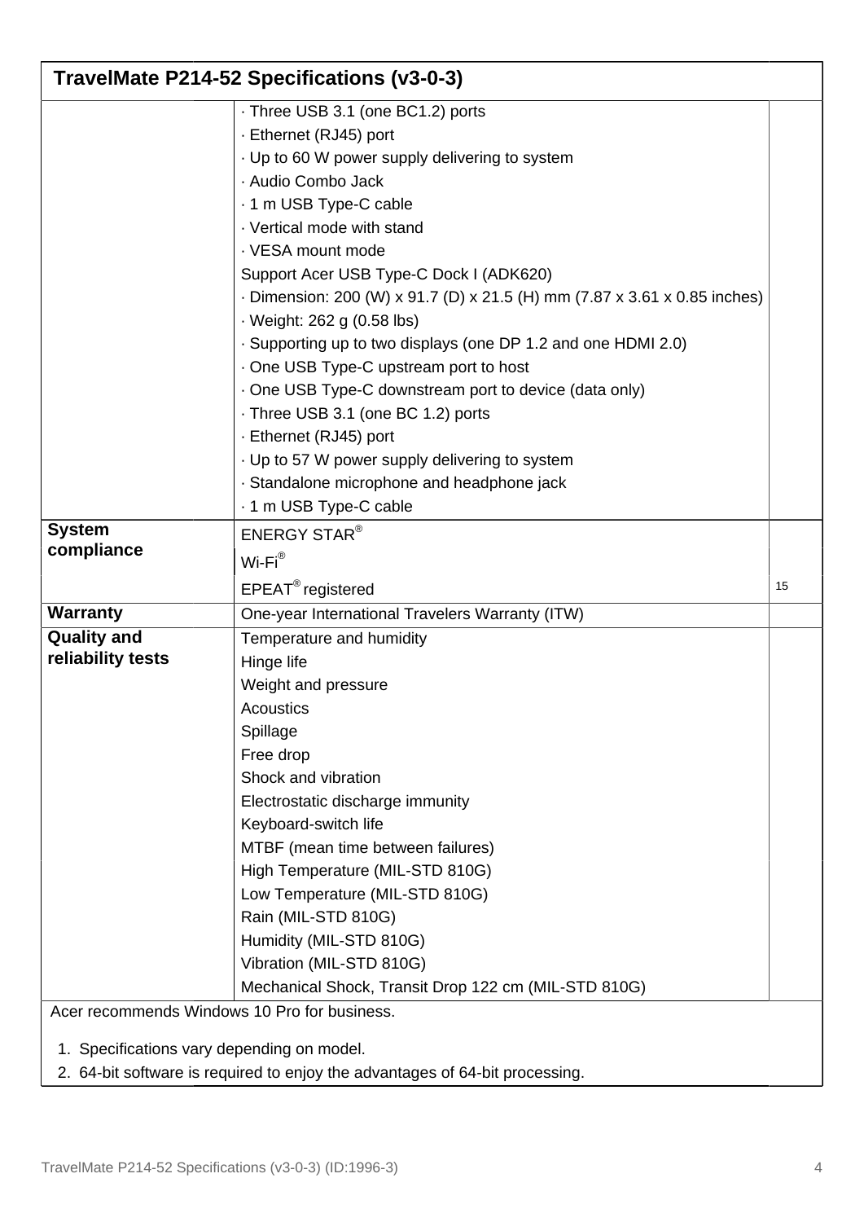## TravelMate P214-52 Specifications (v3-0-3)

| | | |
|---|---|---|
| | · Three USB 3.1 (one BC1.2) ports<br>· Ethernet (RJ45) port<br>· Up to 60 W power supply delivering to system<br>· Audio Combo Jack<br>· 1 m USB Type-C cable<br>· Vertical mode with stand<br>· VESA mount mode<br>Support Acer USB Type-C Dock I (ADK620)<br>· Dimension: 200 (W) x 91.7 (D) x 21.5 (H) mm (7.87 x 3.61 x 0.85 inches)<br>· Weight: 262 g (0.58 lbs)<br>· Supporting up to two displays (one DP 1.2 and one HDMI 2.0)<br>· One USB Type-C upstream port to host<br>· One USB Type-C downstream port to device (data only)<br>· Three USB 3.1 (one BC 1.2) ports<br>· Ethernet (RJ45) port<br>· Up to 57 W power supply delivering to system<br>· Standalone microphone and headphone jack<br>· 1 m USB Type-C cable | |
| **System compliance** | ENERGY STAR®<br>Wi-Fi®<br>EPEAT® registered | 15 |
| **Warranty** | One-year International Travelers Warranty (ITW) | |
| **Quality and reliability tests** | Temperature and humidity<br>Hinge life<br>Weight and pressure<br>Acoustics<br>Spillage<br>Free drop<br>Shock and vibration<br>Electrostatic discharge immunity<br>Keyboard-switch life<br>MTBF (mean time between failures)<br>High Temperature (MIL-STD 810G)<br>Low Temperature (MIL-STD 810G)<br>Rain (MIL-STD 810G)<br>Humidity (MIL-STD 810G)<br>Vibration (MIL-STD 810G)<br>Mechanical Shock, Transit Drop 122 cm (MIL-STD 810G) | |

Acer recommends Windows 10 Pro for business.

1. Specifications vary depending on model.
2. 64-bit software is required to enjoy the advantages of 64-bit processing.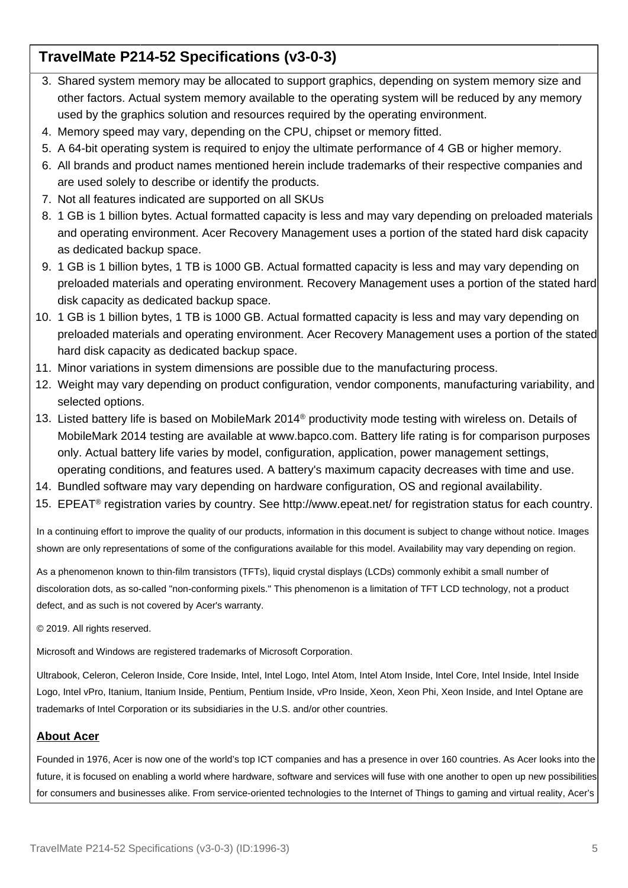## TravelMate P214-52 Specifications (v3-0-3)

3. Shared system memory may be allocated to support graphics, depending on system memory size and other factors. Actual system memory available to the operating system will be reduced by any memory used by the graphics solution and resources required by the operating environment.
4. Memory speed may vary, depending on the CPU, chipset or memory fitted.
5. A 64-bit operating system is required to enjoy the ultimate performance of 4 GB or higher memory.
6. All brands and product names mentioned herein include trademarks of their respective companies and are used solely to describe or identify the products.
7. Not all features indicated are supported on all SKUs
8. 1 GB is 1 billion bytes. Actual formatted capacity is less and may vary depending on preloaded materials and operating environment. Acer Recovery Management uses a portion of the stated hard disk capacity as dedicated backup space.
9. 1 GB is 1 billion bytes, 1 TB is 1000 GB. Actual formatted capacity is less and may vary depending on preloaded materials and operating environment. Recovery Management uses a portion of the stated hard disk capacity as dedicated backup space.
10. 1 GB is 1 billion bytes, 1 TB is 1000 GB. Actual formatted capacity is less and may vary depending on preloaded materials and operating environment. Acer Recovery Management uses a portion of the stated hard disk capacity as dedicated backup space.
11. Minor variations in system dimensions are possible due to the manufacturing process.
12. Weight may vary depending on product configuration, vendor components, manufacturing variability, and selected options.
13. Listed battery life is based on MobileMark 2014® productivity mode testing with wireless on. Details of MobileMark 2014 testing are available at www.bapco.com. Battery life rating is for comparison purposes only. Actual battery life varies by model, configuration, application, power management settings, operating conditions, and features used. A battery's maximum capacity decreases with time and use.
14. Bundled software may vary depending on hardware configuration, OS and regional availability.
15. EPEAT® registration varies by country. See http://www.epeat.net/ for registration status for each country.

In a continuing effort to improve the quality of our products, information in this document is subject to change without notice. Images shown are only representations of some of the configurations available for this model. Availability may vary depending on region.

As a phenomenon known to thin-film transistors (TFTs), liquid crystal displays (LCDs) commonly exhibit a small number of discoloration dots, as so-called "non-conforming pixels." This phenomenon is a limitation of TFT LCD technology, not a product defect, and as such is not covered by Acer's warranty.

© 2019. All rights reserved.

Microsoft and Windows are registered trademarks of Microsoft Corporation.

Ultrabook, Celeron, Celeron Inside, Core Inside, Intel, Intel Logo, Intel Atom, Intel Atom Inside, Intel Core, Intel Inside, Intel Inside Logo, Intel vPro, Itanium, Itanium Inside, Pentium, Pentium Inside, vPro Inside, Xeon, Xeon Phi, Xeon Inside, and Intel Optane are trademarks of Intel Corporation or its subsidiaries in the U.S. and/or other countries.

### About Acer

Founded in 1976, Acer is now one of the world's top ICT companies and has a presence in over 160 countries. As Acer looks into the future, it is focused on enabling a world where hardware, software and services will fuse with one another to open up new possibilities for consumers and businesses alike. From service-oriented technologies to the Internet of Things to gaming and virtual reality, Acer's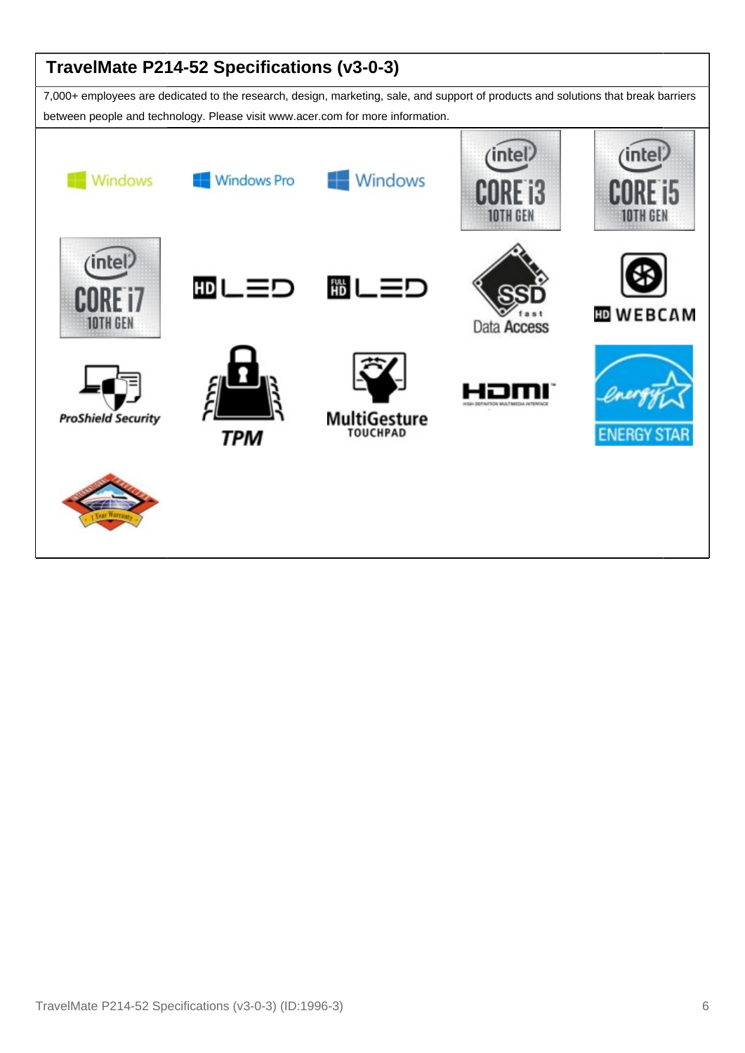## TravelMate P214-52 Specifications (v3-0-3)

7,000+ employees are dedicated to the research, design, marketing, sale, and support of products and solutions that break barriers between people and technology. Please visit www.acer.com for more information.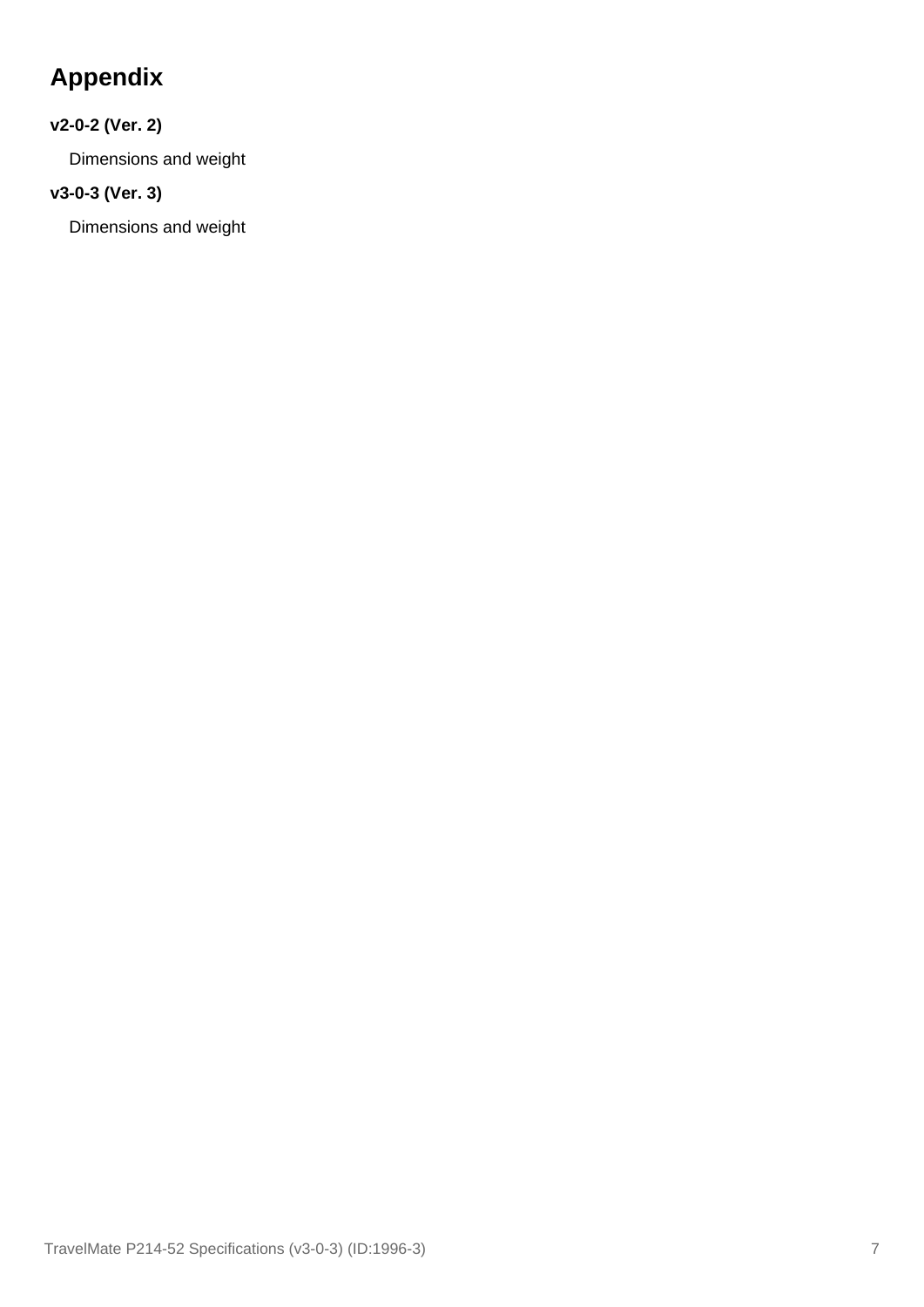# Appendix

**v2-0-2 (Ver. 2)**

Dimensions and weight

**v3-0-3 (Ver. 3)**

Dimensions and weight